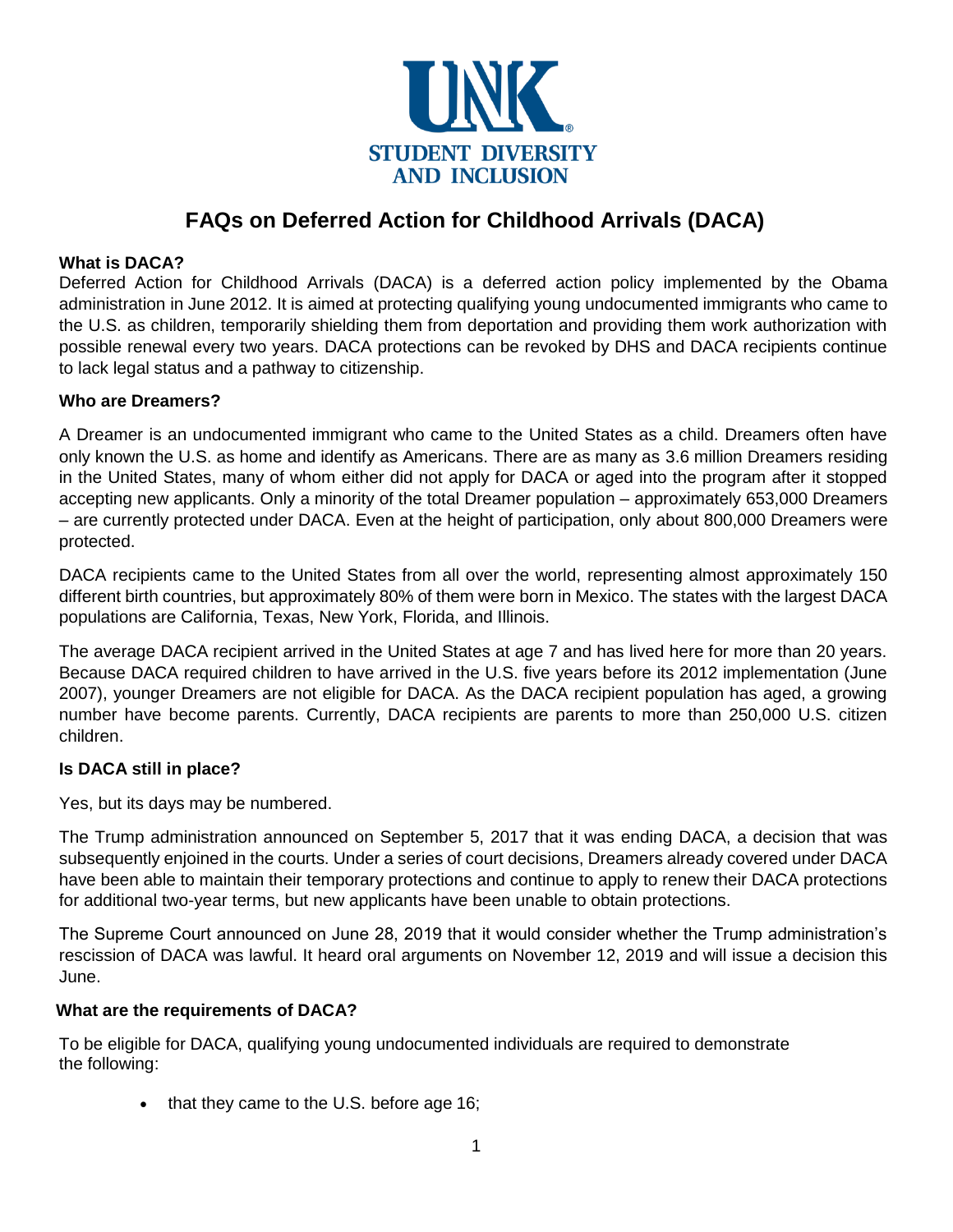UNK

STUDENT DIVERSITY AND INCLUSION

# FAQs on Deferred Action for Childhood Arrivals (DACA)

**What is DACA?**

Deferred Action for Childhood Arrivals (DACA) is a deferred action policy implemented by the Obama administration in June 2012. It is aimed at protecting qualifying young undocumented immigrants who came to the U.S. as children, temporarily shielding them from deportation and providing them work authorization with possible renewal every two years. DACA protections can be revoked by DHS and DACA recipients continue to lack legal status and a pathway to citizenship.

**Who are Dreamers?**

A Dreamer is an undocumented immigrant who came to the United States as a child. Dreamers often have only known the U.S. as home and identify as Americans. There are as many as 3.6 million Dreamers residing in the United States, many of whom either did not apply for DACA or aged into the program after it stopped accepting new applicants. Only a minority of the total Dreamer population – approximately 653,000 Dreamers – are currently protected under DACA. Even at the height of participation, only about 800,000 Dreamers were protected.

DACA recipients came to the United States from all over the world, representing almost approximately 150 different birth countries, but approximately 80% of them were born in Mexico. The states with the largest DACA populations are California, Texas, New York, Florida, and Illinois.

The average DACA recipient arrived in the United States at age 7 and has lived here for more than 20 years. Because DACA required children to have arrived in the U.S. five years before its 2012 implementation (June 2007), younger Dreamers are not eligible for DACA. As the DACA recipient population has aged, a growing number have become parents. Currently, DACA recipients are parents to more than 250,000 U.S. citizen children.

**Is DACA still in place?**

Yes, but its days may be numbered.

The Trump administration announced on September 5, 2017 that it was ending DACA, a decision that was subsequently enjoined in the courts. Under a series of court decisions, Dreamers already covered under DACA have been able to maintain their temporary protections and continue to apply to renew their DACA protections for additional two-year terms, but new applicants have been unable to obtain protections.

The Supreme Court announced on June 28, 2019 that it would consider whether the Trump administration's rescission of DACA was lawful. It heard oral arguments on November 12, 2019 and will issue a decision this June.

**What are the requirements of DACA?**

To be eligible for DACA, qualifying young undocumented individuals are required to demonstrate the following:

- that they came to the U.S. before age 16;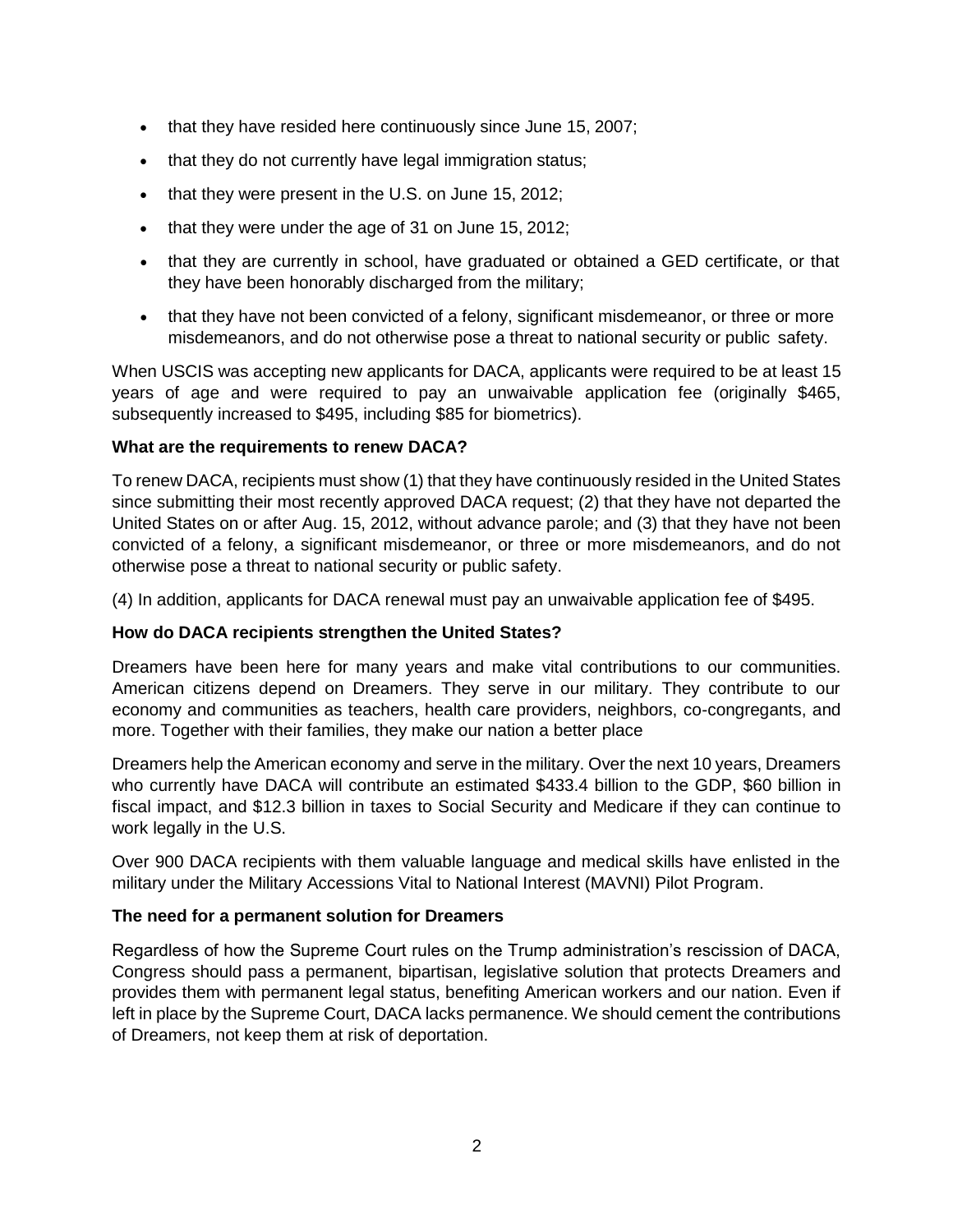- that they have resided here continuously since June 15, 2007;
- that they do not currently have legal immigration status;
- that they were present in the U.S. on June 15, 2012;
- that they were under the age of 31 on June 15, 2012;
- that they are currently in school, have graduated or obtained a GED certificate, or that they have been honorably discharged from the military;
- that they have not been convicted of a felony, significant misdemeanor, or three or more misdemeanors, and do not otherwise pose a threat to national security or public safety.

When USCIS was accepting new applicants for DACA, applicants were required to be at least 15 years of age and were required to pay an unwaivable application fee (originally $465, subsequently increased to $495, including $85 for biometrics).

**What are the requirements to renew DACA?**

To renew DACA, recipients must show (1) that they have continuously resided in the United States since submitting their most recently approved DACA request; (2) that they have not departed the United States on or after Aug. 15, 2012, without advance parole; and (3) that they have not been convicted of a felony, a significant misdemeanor, or three or more misdemeanors, and do not otherwise pose a threat to national security or public safety.

(4) In addition, applicants for DACA renewal must pay an unwaivable application fee of $495.

**How do DACA recipients strengthen the United States?**

Dreamers have been here for many years and make vital contributions to our communities. American citizens depend on Dreamers. They serve in our military. They contribute to our economy and communities as teachers, health care providers, neighbors, co-congregants, and more. Together with their families, they make our nation a better place

Dreamers help the American economy and serve in the military. Over the next 10 years, Dreamers who currently have DACA will contribute an estimated $433.4 billion to the GDP, $60 billion in fiscal impact, and $12.3 billion in taxes to Social Security and Medicare if they can continue to work legally in the U.S.

Over 900 DACA recipients with them valuable language and medical skills have enlisted in the military under the Military Accessions Vital to National Interest (MAVNI) Pilot Program.

**The need for a permanent solution for Dreamers**

Regardless of how the Supreme Court rules on the Trump administration's rescission of DACA, Congress should pass a permanent, bipartisan, legislative solution that protects Dreamers and provides them with permanent legal status, benefiting American workers and our nation. Even if left in place by the Supreme Court, DACA lacks permanence. We should cement the contributions of Dreamers, not keep them at risk of deportation.